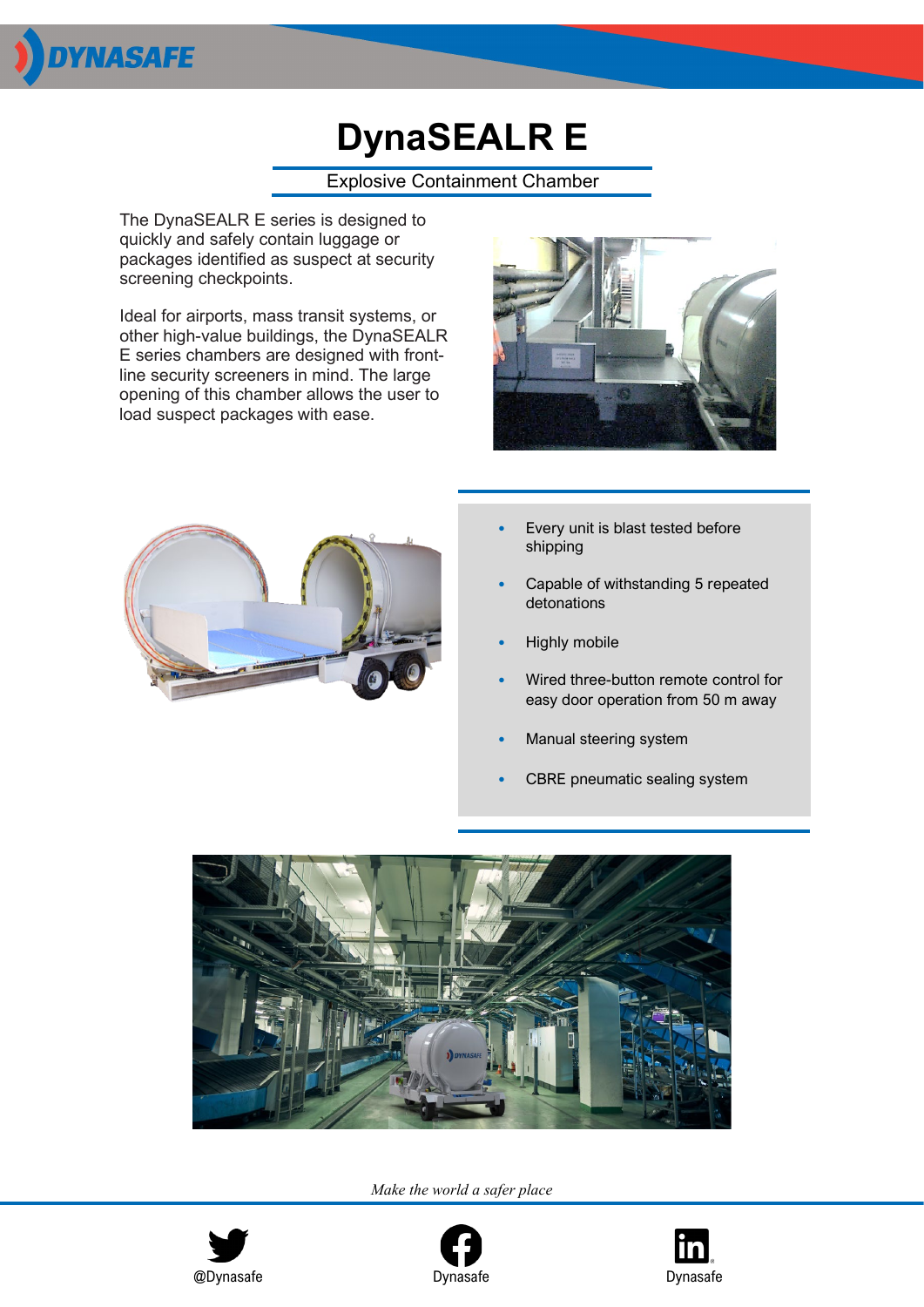# DynaSEALR E

Explosive Containment Chamber

The DynaSEALR E series is designed to quickly and safely contain luggage or packages identified as suspect at security screening checkpoints.

Ideal for airports, mass transit systems, or other high-value buildings, the DynaSEALR E series chambers are designed with front-line security screeners in mind. The large opening of this chamber allows the user to load suspect packages with ease.

- Every unit is blast tested before shipping
- Capable of withstanding 5 repeated detonations
- Highly mobile
- Wired three-button remote control for easy door operation from 50 m away
- Manual steering system
- CBRE pneumatic sealing system

*Make the world a safer place*

@Dynasafe Dynasafe Dynasafe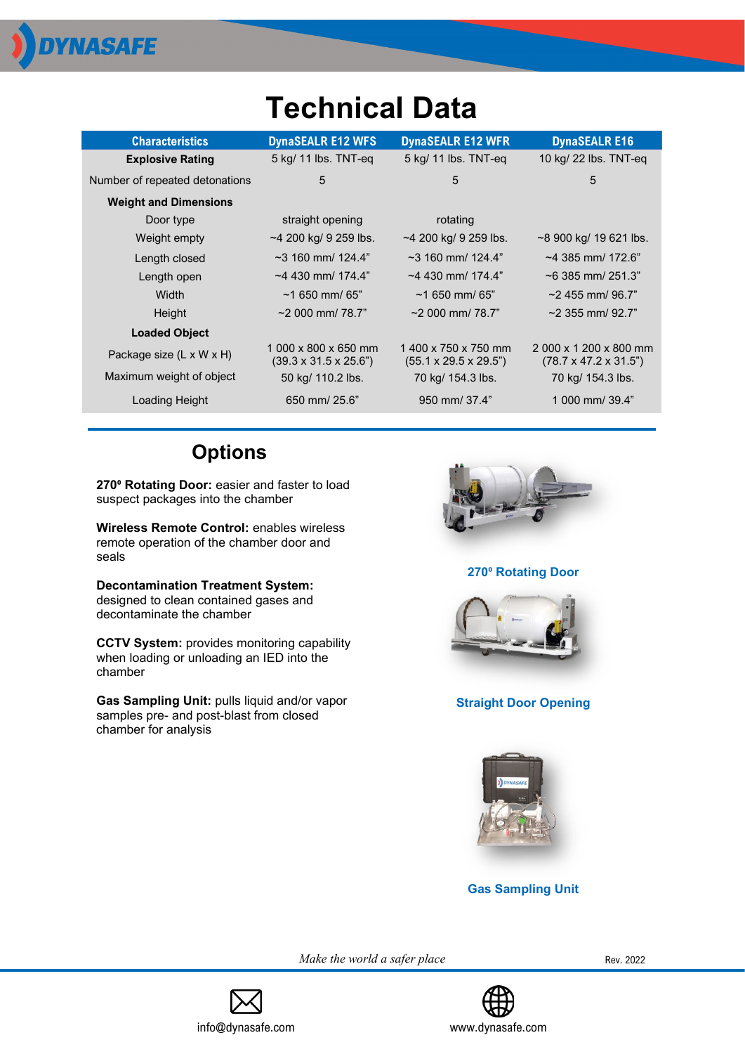# Technical Data

| Characteristics | DynaSEALR E12 WFS | DynaSEALR E12 WFR | DynaSEALR E16 |
|---|---|---|---|
| **Explosive Rating** | 5 kg/ 11 lbs. TNT-eq | 5 kg/ 11 lbs. TNT-eq | 10 kg/ 22 lbs. TNT-eq |
| Number of repeated detonations | 5 | 5 | 5 |
| **Weight and Dimensions** | | | |
| Door type | straight opening | rotating | |
| Weight empty | ~4 200 kg/ 9 259 lbs. | ~4 200 kg/ 9 259 lbs. | ~8 900 kg/ 19 621 lbs. |
| Length closed | ~3 160 mm/ 124.4" | ~3 160 mm/ 124.4" | ~4 385 mm/ 172.6" |
| Length open | ~4 430 mm/ 174.4" | ~4 430 mm/ 174.4" | ~6 385 mm/ 251.3" |
| Width | ~1 650 mm/ 65" | ~1 650 mm/ 65" | ~2 455 mm/ 96.7" |
| Height | ~2 000 mm/ 78.7" | ~2 000 mm/ 78.7" | ~2 355 mm/ 92.7" |
| **Loaded Object** | | | |
| Package size (L x W x H) | 1 000 x 800 x 650 mm (39.3 x 31.5 x 25.6") | 1 400 x 750 x 750 mm (55.1 x 29.5 x 29.5") | 2 000 x 1 200 x 800 mm (78.7 x 47.2 x 31.5") |
| Maximum weight of object | 50 kg/ 110.2 lbs. | 70 kg/ 154.3 lbs. | 70 kg/ 154.3 lbs. |
| Loading Height | 650 mm/ 25.6" | 950 mm/ 37.4" | 1 000 mm/ 39.4" |

## Options

**270⁰ Rotating Door:** easier and faster to load suspect packages into the chamber

**Wireless Remote Control:** enables wireless remote operation of the chamber door and seals

**Decontamination Treatment System:** designed to clean contained gases and decontaminate the chamber

**CCTV System:** provides monitoring capability when loading or unloading an IED into the chamber

**Gas Sampling Unit:** pulls liquid and/or vapor samples pre- and post-blast from closed chamber for analysis

270⁰ Rotating Door

Straight Door Opening

Gas Sampling Unit

*Make the world a safer place*

Rev. 2022

info@dynasafe.com

www.dynasafe.com